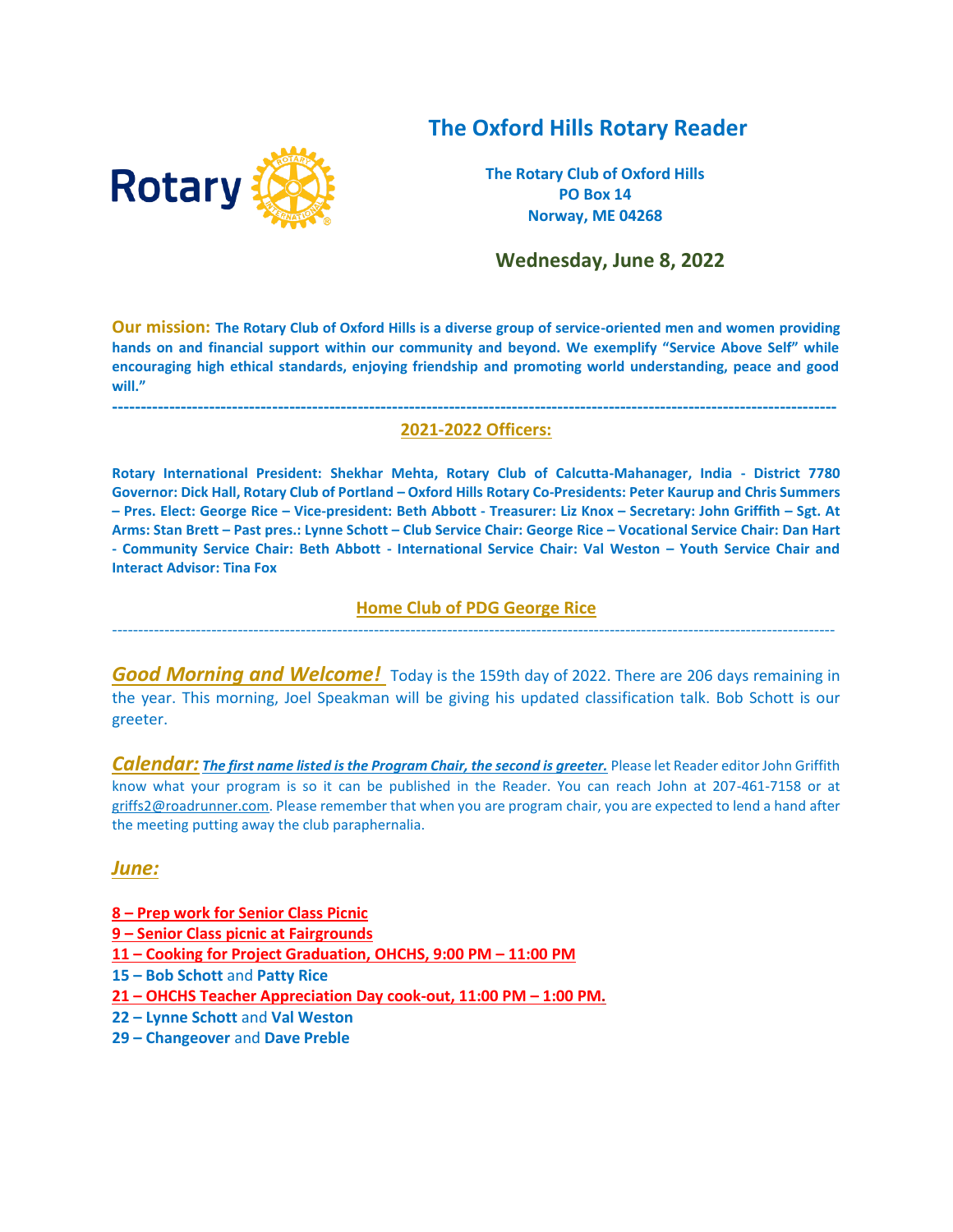# The Oxford Hills Rotary Reader

**The Rotary Club of Oxford Hills**
**PO Box 14**
**Norway, ME 04268**

## Wednesday, June 8, 2022

**Our mission:** **The Rotary Club of Oxford Hills is a diverse group of service-oriented men and women providing hands on and financial support within our community and beyond. We exemplify "Service Above Self" while encouraging high ethical standards, enjoying friendship and promoting world understanding, peace and good will."**

---

## 2021-2022 Officers:

**Rotary International President: Shekhar Mehta, Rotary Club of Calcutta-Mahanager, India - District 7780 Governor: Dick Hall, Rotary Club of Portland – Oxford Hills Rotary Co-Presidents: Peter Kaurup and Chris Summers – Pres. Elect: George Rice – Vice-president: Beth Abbott - Treasurer: Liz Knox – Secretary: John Griffith – Sgt. At Arms: Stan Brett – Past pres.: Lynne Schott – Club Service Chair: George Rice – Vocational Service Chair: Dan Hart - Community Service Chair: Beth Abbott - International Service Chair: Val Weston – Youth Service Chair and Interact Advisor: Tina Fox**

## Home Club of PDG George Rice

---

***Good Morning and Welcome!*** Today is the 159th day of 2022. There are 206 days remaining in the year. This morning, Joel Speakman will be giving his updated classification talk. Bob Schott is our greeter.

***Calendar:*** ***The first name listed is the Program Chair, the second is greeter.*** Please let Reader editor John Griffith know what your program is so it can be published in the Reader. You can reach John at 207-461-7158 or at griffs2@roadrunner.com. Please remember that when you are program chair, you are expected to lend a hand after the meeting putting away the club paraphernalia.

### *June:*

**8 – Prep work for Senior Class Picnic**
**9 – Senior Class picnic at Fairgrounds**
**11 – Cooking for Project Graduation, OHCHS, 9:00 PM – 11:00 PM**
**15 – Bob Schott** and **Patty Rice**
**21 – OHCHS Teacher Appreciation Day cook-out, 11:00 PM – 1:00 PM.**
**22 – Lynne Schott** and **Val Weston**
**29 – Changeover** and **Dave Preble**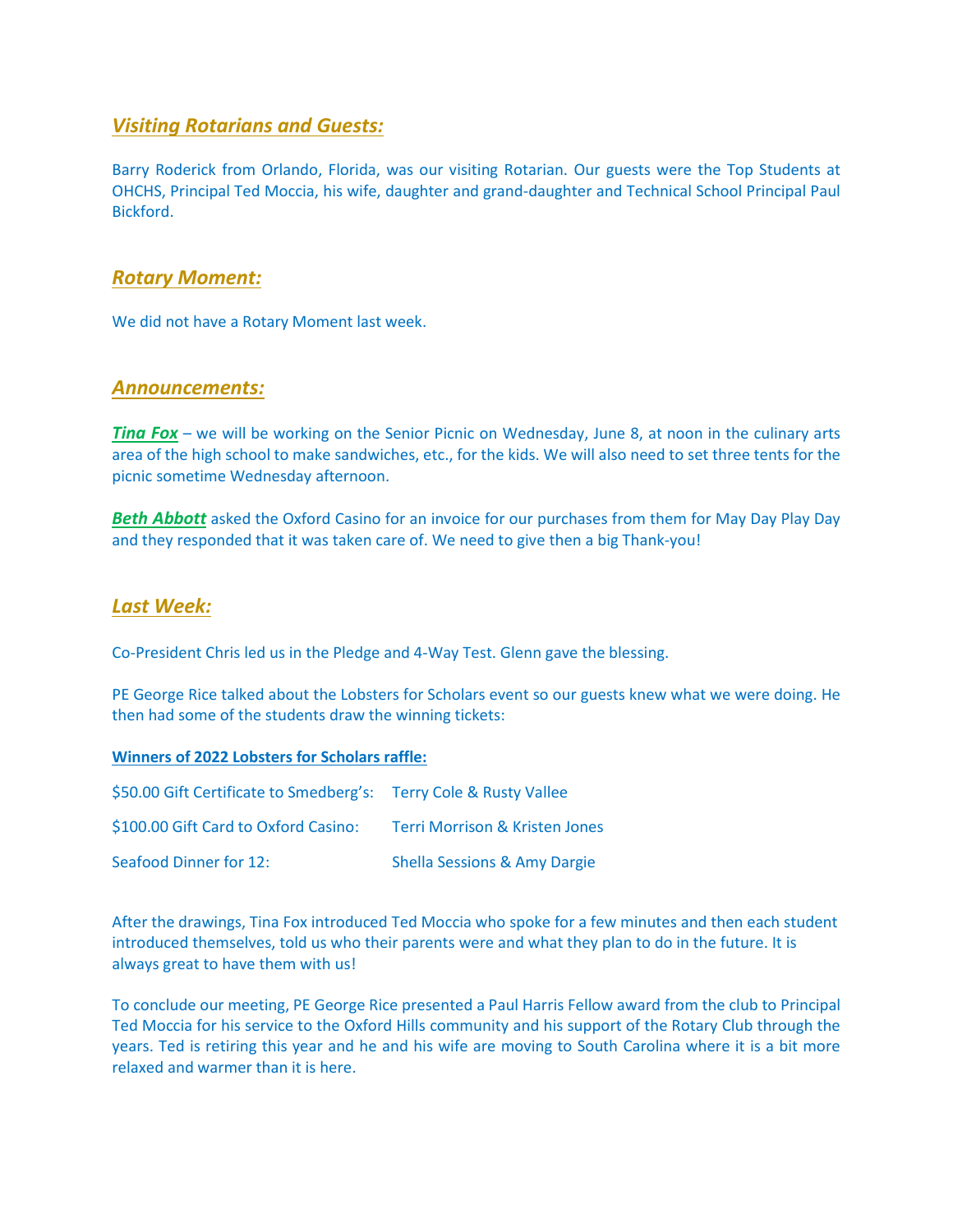## *Visiting Rotarians and Guests:*

Barry Roderick from Orlando, Florida, was our visiting Rotarian. Our guests were the Top Students at OHCHS, Principal Ted Moccia, his wife, daughter and grand-daughter and Technical School Principal Paul Bickford.

## *Rotary Moment:*

We did not have a Rotary Moment last week.

## *Announcements:*

***Tina Fox*** – we will be working on the Senior Picnic on Wednesday, June 8, at noon in the culinary arts area of the high school to make sandwiches, etc., for the kids. We will also need to set three tents for the picnic sometime Wednesday afternoon.

***Beth Abbott*** asked the Oxford Casino for an invoice for our purchases from them for May Day Play Day and they responded that it was taken care of. We need to give then a big Thank-you!

## *Last Week:*

Co-President Chris led us in the Pledge and 4-Way Test. Glenn gave the blessing.

PE George Rice talked about the Lobsters for Scholars event so our guests knew what we were doing. He then had some of the students draw the winning tickets:

**Winners of 2022 Lobsters for Scholars raffle:**

| | |
|---|---|
| $50.00 Gift Certificate to Smedberg's: | Terry Cole & Rusty Vallee |
| $100.00 Gift Card to Oxford Casino: | Terri Morrison & Kristen Jones |
| Seafood Dinner for 12: | Shella Sessions & Amy Dargie |

After the drawings, Tina Fox introduced Ted Moccia who spoke for a few minutes and then each student introduced themselves, told us who their parents were and what they plan to do in the future. It is always great to have them with us!

To conclude our meeting, PE George Rice presented a Paul Harris Fellow award from the club to Principal Ted Moccia for his service to the Oxford Hills community and his support of the Rotary Club through the years. Ted is retiring this year and he and his wife are moving to South Carolina where it is a bit more relaxed and warmer than it is here.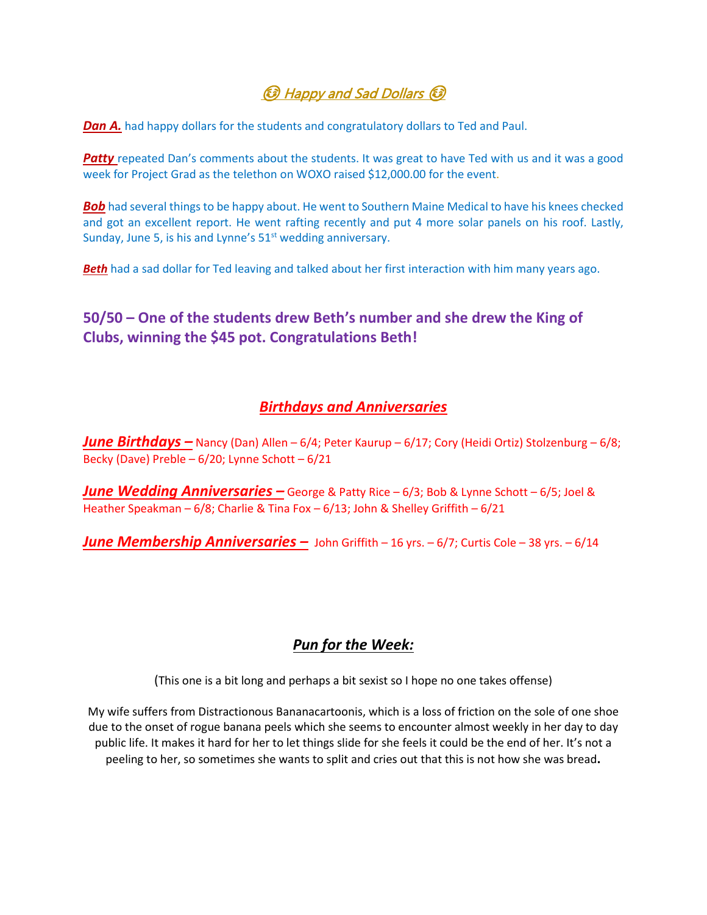## 😂 *Happy and Sad Dollars* 😂

***Dan A.*** had happy dollars for the students and congratulatory dollars to Ted and Paul.

***Patty*** repeated Dan's comments about the students. It was great to have Ted with us and it was a good week for Project Grad as the telethon on WOXO raised $12,000.00 for the event.

***Bob*** had several things to be happy about. He went to Southern Maine Medical to have his knees checked and got an excellent report. He went rafting recently and put 4 more solar panels on his roof. Lastly, Sunday, June 5, is his and Lynne's 51st wedding anniversary.

***Beth*** had a sad dollar for Ted leaving and talked about her first interaction with him many years ago.

**50/50 – One of the students drew Beth's number and she drew the King of Clubs, winning the $45 pot. Congratulations Beth!**

## *Birthdays and Anniversaries*

***June Birthdays –*** Nancy (Dan) Allen – 6/4; Peter Kaurup – 6/17; Cory (Heidi Ortiz) Stolzenburg – 6/8; Becky (Dave) Preble – 6/20; Lynne Schott – 6/21

***June Wedding Anniversaries –*** George & Patty Rice – 6/3; Bob & Lynne Schott – 6/5; Joel & Heather Speakman – 6/8; Charlie & Tina Fox – 6/13; John & Shelley Griffith – 6/21

***June Membership Anniversaries –*** John Griffith – 16 yrs. – 6/7; Curtis Cole – 38 yrs. – 6/14

## *Pun for the Week:*

(This one is a bit long and perhaps a bit sexist so I hope no one takes offense)

My wife suffers from Distractionous Bananacartoonis, which is a loss of friction on the sole of one shoe due to the onset of rogue banana peels which she seems to encounter almost weekly in her day to day public life. It makes it hard for her to let things slide for she feels it could be the end of her. It's not a peeling to her, so sometimes she wants to split and cries out that this is not how she was bread**.**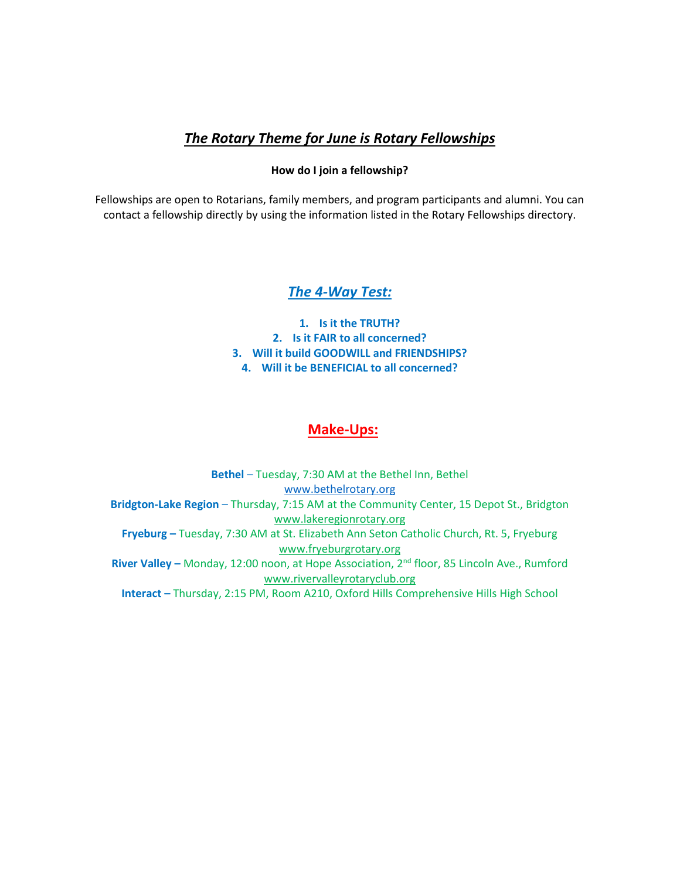## ***The Rotary Theme for June is Rotary Fellowships***

**How do I join a fellowship?**

Fellowships are open to Rotarians, family members, and program participants and alumni. You can contact a fellowship directly by using the information listed in the Rotary Fellowships directory.

## ***The 4-Way Test:***

1. **Is it the TRUTH?**
2. **Is it FAIR to all concerned?**
3. **Will it build GOODWILL and FRIENDSHIPS?**
4. **Will it be BENEFICIAL to all concerned?**

## **Make-Ups:**

**Bethel** – Tuesday, 7:30 AM at the Bethel Inn, Bethel
www.bethelrotary.org

**Bridgton-Lake Region** – Thursday, 7:15 AM at the Community Center, 15 Depot St., Bridgton
www.lakeregionrotary.org

**Fryeburg –** Tuesday, 7:30 AM at St. Elizabeth Ann Seton Catholic Church, Rt. 5, Fryeburg
www.fryeburgrotary.org

**River Valley –** Monday, 12:00 noon, at Hope Association, 2nd floor, 85 Lincoln Ave., Rumford
www.rivervalleyrotaryclub.org

**Interact –** Thursday, 2:15 PM, Room A210, Oxford Hills Comprehensive Hills High School